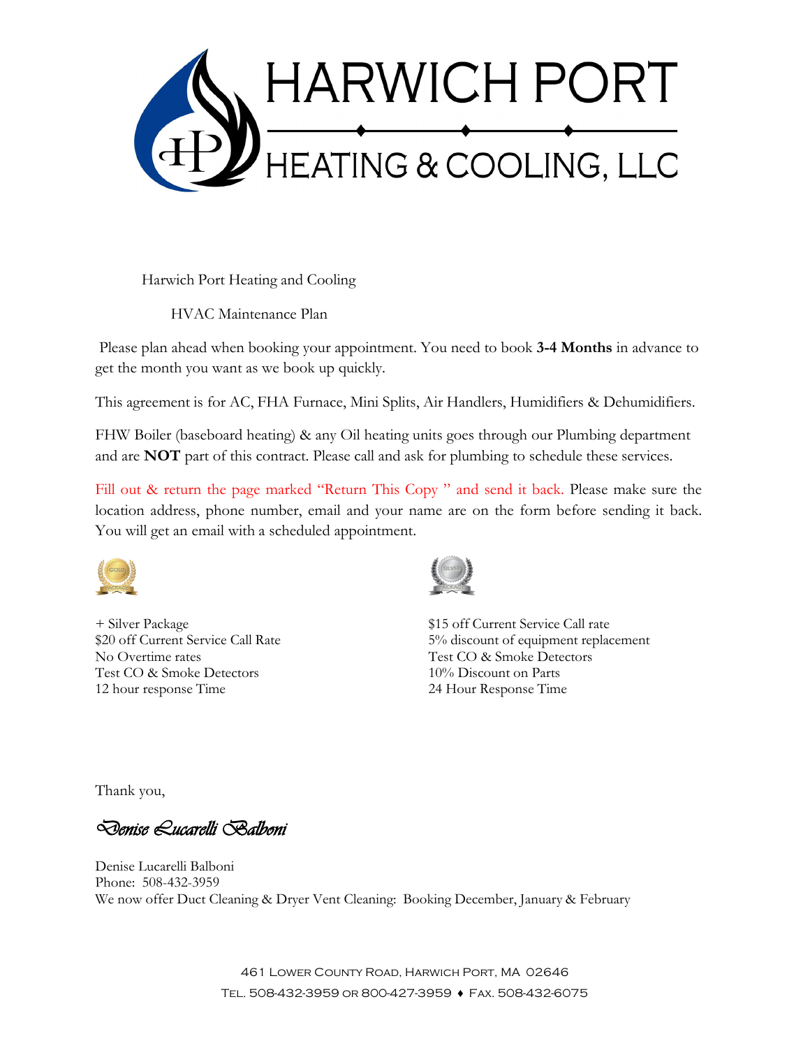# HARWICH PORT

## HEATING & COOLING, LLC

Harwich Port Heating and Cooling

HVAC Maintenance Plan

Please plan ahead when booking your appointment. You need to book **3-4 Months** in advance to get the month you want as we book up quickly.

This agreement is for AC, FHA Furnace, Mini Splits, Air Handlers, Humidifiers & Dehumidifiers.

FHW Boiler (baseboard heating) & any Oil heating units goes through our Plumbing department and are **NOT** part of this contract. Please call and ask for plumbing to schedule these services.

Fill out & return the page marked "Return This Copy " and send it back. Please make sure the location address, phone number, email and your name are on the form before sending it back. You will get an email with a scheduled appointment.

GOLD PACKAGE

+ Silver Package
$20 off Current Service Call Rate
No Overtime rates
Test CO & Smoke Detectors
12 hour response Time

SILVER PACKAGE

$15 off Current Service Call rate
5% discount of equipment replacement
Test CO & Smoke Detectors
10% Discount on Parts
24 Hour Response Time

Thank you,

*Denise Lucarelli Balboni*

Denise Lucarelli Balboni
Phone: 508-432-3959
We now offer Duct Cleaning & Dryer Vent Cleaning: Booking December, January & February

461 Lower County Road, Harwich Port, MA 02646
Tel. 508-432-3959 or 800-427-3959 ♦ Fax. 508-432-6075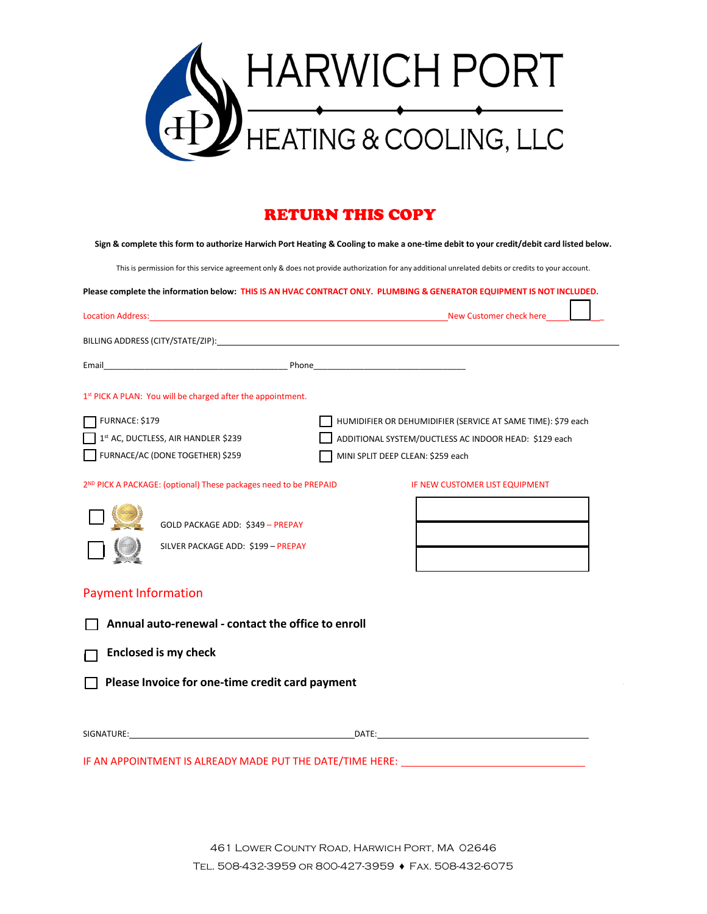# HARWICH PORT HEATING & COOLING, LLC

## RETURN THIS COPY

**Sign & complete this form to authorize Harwich Port Heating & Cooling to make a one-time debit to your credit/debit card listed below.**

This is permission for this service agreement only & does not provide authorization for any additional unrelated debits or credits to your account.

**Please complete the information below: THIS IS AN HVAC CONTRACT ONLY. PLUMBING & GENERATOR EQUIPMENT IS NOT INCLUDED.**

Location Address:________________________________________________ New Customer check here ☐

BILLING ADDRESS (CITY/STATE/ZIP):________________________________________________

Email________________________________ Phone________________________________

1[st] PICK A PLAN: You will be charged after the appointment.

- ☐ FURNACE: $179
- ☐ 1[st] AC, DUCTLESS, AIR HANDLER $239
- ☐ FURNACE/AC (DONE TOGETHER) $259
- ☐ HUMIDIFIER OR DEHUMIDIFIER (SERVICE AT SAME TIME): $79 each
- ☐ ADDITIONAL SYSTEM/DUCTLESS AC INDOOR HEAD: $129 each
- ☐ MINI SPLIT DEEP CLEAN: $259 each

2[ND] PICK A PACKAGE: (optional) These packages need to be PREPAID

- ☐ GOLD PACKAGE ADD: $349 – PREPAY
- ☐ SILVER PACKAGE ADD: $199 – PREPAY

IF NEW CUSTOMER LIST EQUIPMENT

| |
|---|
| |
| |
| |

## Payment Information

- ☐ **Annual auto-renewal - contact the office to enroll**
- ☐ **Enclosed is my check**
- ☐ **Please Invoice for one-time credit card payment**

SIGNATURE:________________________________ DATE:________________________________

IF AN APPOINTMENT IS ALREADY MADE PUT THE DATE/TIME HERE: ________________________

461 Lower County Road, Harwich Port, MA 02646
Tel. 508-432-3959 or 800-427-3959 ♦ Fax. 508-432-6075